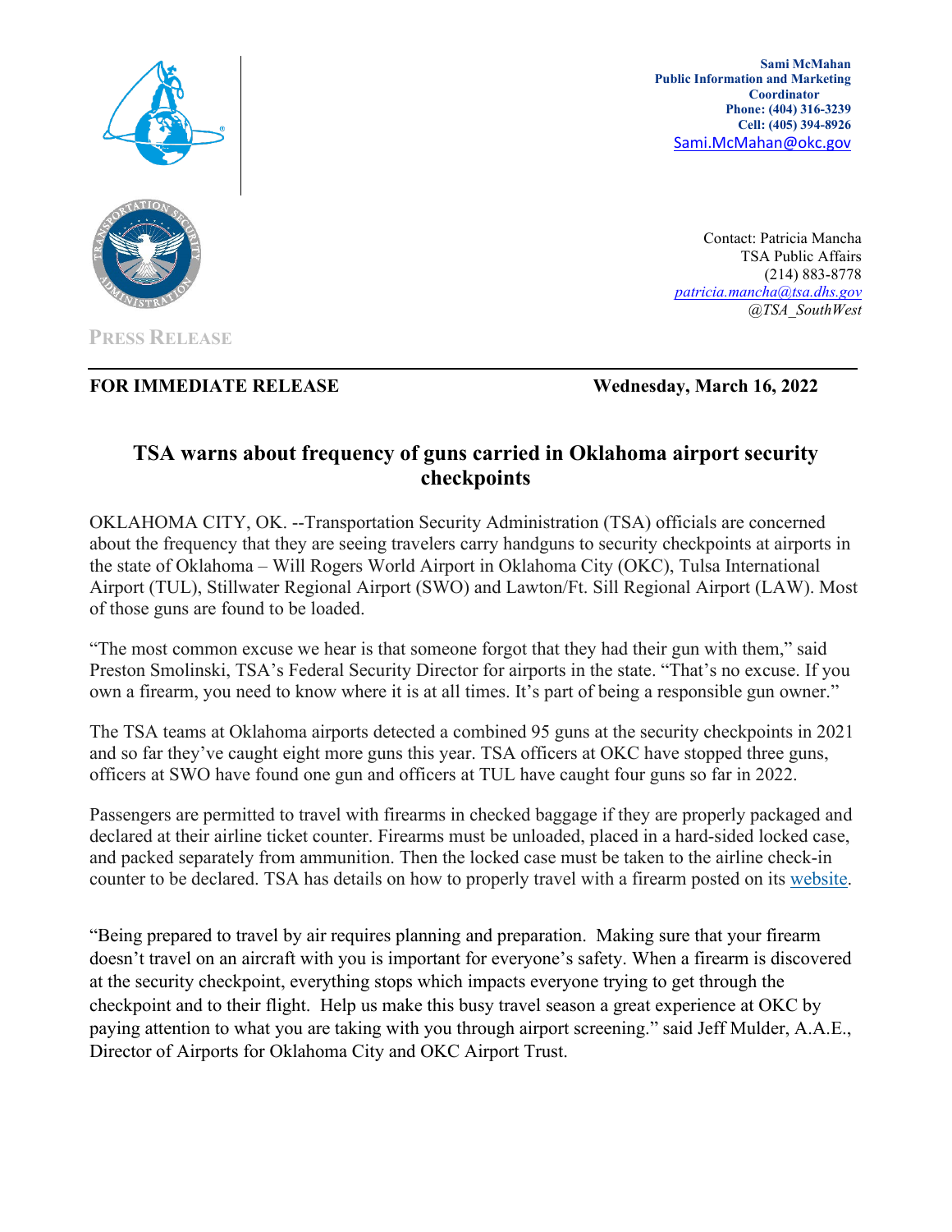**Sami McMahan**
**Public Information and Marketing Coordinator**
**Phone: (404) 316-3239**
**Cell: (405) 394-8926**
Sami.McMahan@okc.gov

Contact: Patricia Mancha
TSA Public Affairs
(214) 883-8778
*patricia.mancha@tsa.dhs.gov*
*@TSA_SouthWest*

PRESS RELEASE

**FOR IMMEDIATE RELEASE** **Wednesday, March 16, 2022**

## TSA warns about frequency of guns carried in Oklahoma airport security checkpoints

OKLAHOMA CITY, OK. --Transportation Security Administration (TSA) officials are concerned about the frequency that they are seeing travelers carry handguns to security checkpoints at airports in the state of Oklahoma – Will Rogers World Airport in Oklahoma City (OKC), Tulsa International Airport (TUL), Stillwater Regional Airport (SWO) and Lawton/Ft. Sill Regional Airport (LAW). Most of those guns are found to be loaded.

"The most common excuse we hear is that someone forgot that they had their gun with them," said Preston Smolinski, TSA's Federal Security Director for airports in the state. "That's no excuse. If you own a firearm, you need to know where it is at all times. It's part of being a responsible gun owner."

The TSA teams at Oklahoma airports detected a combined 95 guns at the security checkpoints in 2021 and so far they've caught eight more guns this year. TSA officers at OKC have stopped three guns, officers at SWO have found one gun and officers at TUL have caught four guns so far in 2022.

Passengers are permitted to travel with firearms in checked baggage if they are properly packaged and declared at their airline ticket counter. Firearms must be unloaded, placed in a hard-sided locked case, and packed separately from ammunition. Then the locked case must be taken to the airline check-in counter to be declared. TSA has details on how to properly travel with a firearm posted on its website.

"Being prepared to travel by air requires planning and preparation. Making sure that your firearm doesn't travel on an aircraft with you is important for everyone's safety. When a firearm is discovered at the security checkpoint, everything stops which impacts everyone trying to get through the checkpoint and to their flight. Help us make this busy travel season a great experience at OKC by paying attention to what you are taking with you through airport screening." said Jeff Mulder, A.A.E., Director of Airports for Oklahoma City and OKC Airport Trust.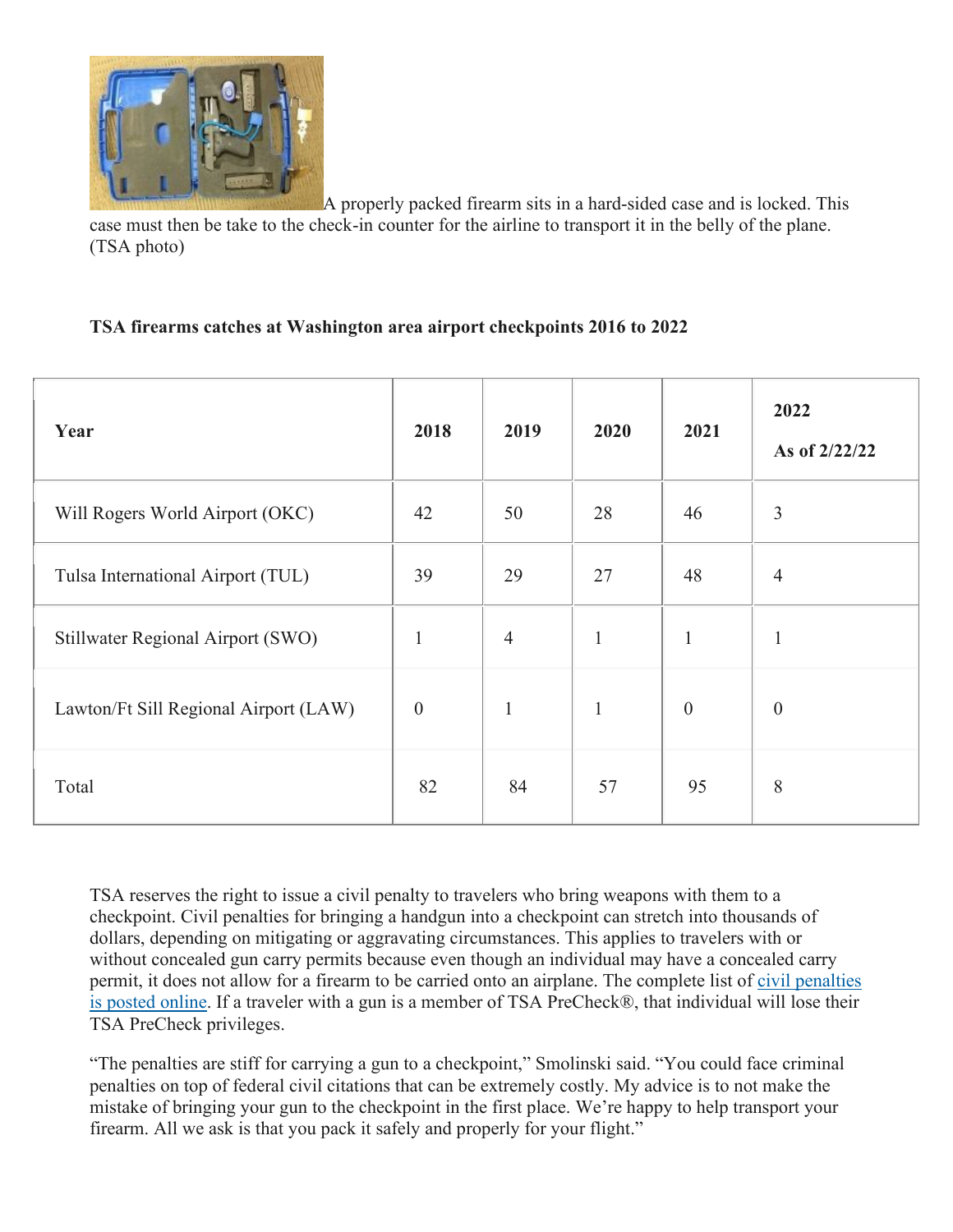A properly packed firearm sits in a hard-sided case and is locked. This case must then be take to the check-in counter for the airline to transport it in the belly of the plane. (TSA photo)

**TSA firearms catches at Washington area airport checkpoints 2016 to 2022**

| **Year** | **2018** | **2019** | **2020** | **2021** | **2022 As of 2/22/22** |
|---|---|---|---|---|---|
| Will Rogers World Airport (OKC) | 42 | 50 | 28 | 46 | 3 |
| Tulsa International Airport (TUL) | 39 | 29 | 27 | 48 | 4 |
| Stillwater Regional Airport (SWO) | 1 | 4 | 1 | 1 | 1 |
| Lawton/Ft Sill Regional Airport (LAW) | 0 | 1 | 1 | 0 | 0 |
| Total | 82 | 84 | 57 | 95 | 8 |

TSA reserves the right to issue a civil penalty to travelers who bring weapons with them to a checkpoint. Civil penalties for bringing a handgun into a checkpoint can stretch into thousands of dollars, depending on mitigating or aggravating circumstances. This applies to travelers with or without concealed gun carry permits because even though an individual may have a concealed carry permit, it does not allow for a firearm to be carried onto an airplane. The complete list of civil penalties is posted online. If a traveler with a gun is a member of TSA PreCheck®, that individual will lose their TSA PreCheck privileges.

"The penalties are stiff for carrying a gun to a checkpoint," Smolinski said. "You could face criminal penalties on top of federal civil citations that can be extremely costly. My advice is to not make the mistake of bringing your gun to the checkpoint in the first place. We're happy to help transport your firearm. All we ask is that you pack it safely and properly for your flight."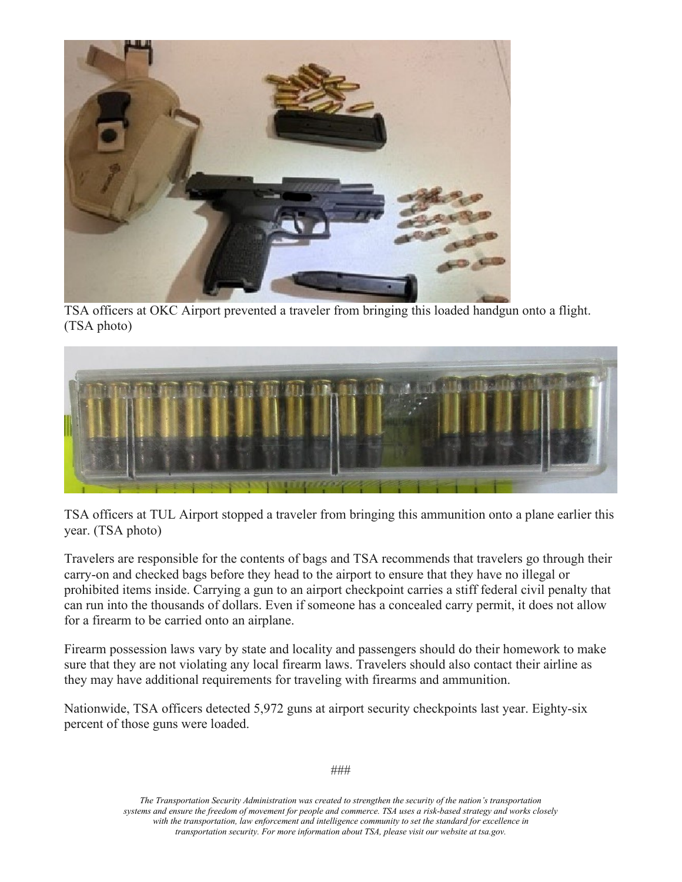TSA officers at OKC Airport prevented a traveler from bringing this loaded handgun onto a flight. (TSA photo)

TSA officers at TUL Airport stopped a traveler from bringing this ammunition onto a plane earlier this year. (TSA photo)

Travelers are responsible for the contents of bags and TSA recommends that travelers go through their carry-on and checked bags before they head to the airport to ensure that they have no illegal or prohibited items inside. Carrying a gun to an airport checkpoint carries a stiff federal civil penalty that can run into the thousands of dollars. Even if someone has a concealed carry permit, it does not allow for a firearm to be carried onto an airplane.

Firearm possession laws vary by state and locality and passengers should do their homework to make sure that they are not violating any local firearm laws. Travelers should also contact their airline as they may have additional requirements for traveling with firearms and ammunition.

Nationwide, TSA officers detected 5,972 guns at airport security checkpoints last year. Eighty-six percent of those guns were loaded.

###

*The Transportation Security Administration was created to strengthen the security of the nation's transportation systems and ensure the freedom of movement for people and commerce. TSA uses a risk-based strategy and works closely with the transportation, law enforcement and intelligence community to set the standard for excellence in transportation security. For more information about TSA, please visit our website at tsa.gov.*